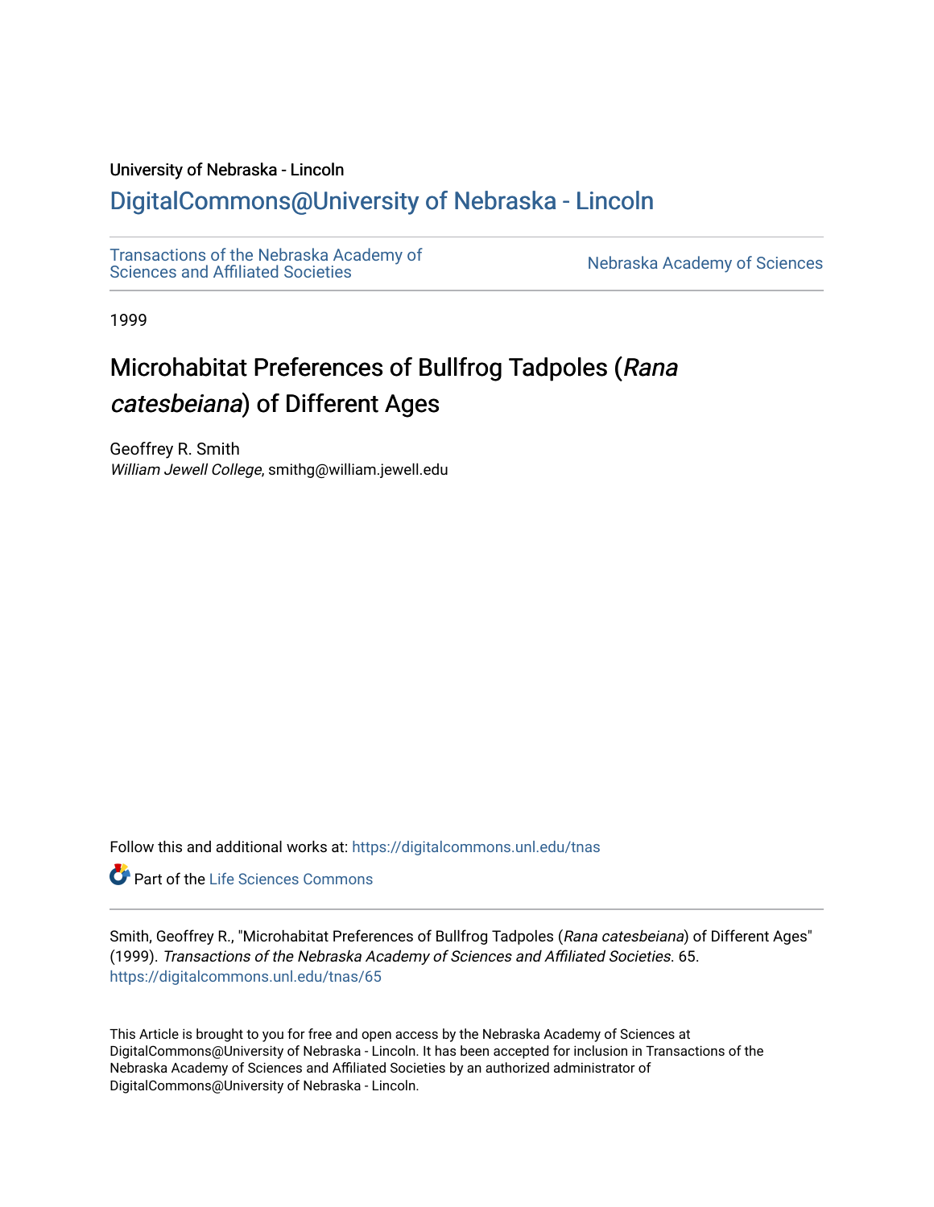University of Nebraska - Lincoln

# DigitalCommons@University of Nebraska - Lincoln

Transactions of the Nebraska Academy of Sciences and Affiliated Societies

Nebraska Academy of Sciences

1999

## Microhabitat Preferences of Bullfrog Tadpoles (*Rana catesbeiana*) of Different Ages

Geoffrey R. Smith
*William Jewell College*, smithg@william.jewell.edu

Follow this and additional works at: https://digitalcommons.unl.edu/tnas

Part of the Life Sciences Commons

Smith, Geoffrey R., "Microhabitat Preferences of Bullfrog Tadpoles (*Rana catesbeiana*) of Different Ages" (1999). *Transactions of the Nebraska Academy of Sciences and Affiliated Societies*. 65.
https://digitalcommons.unl.edu/tnas/65

This Article is brought to you for free and open access by the Nebraska Academy of Sciences at DigitalCommons@University of Nebraska - Lincoln. It has been accepted for inclusion in Transactions of the Nebraska Academy of Sciences and Affiliated Societies by an authorized administrator of DigitalCommons@University of Nebraska - Lincoln.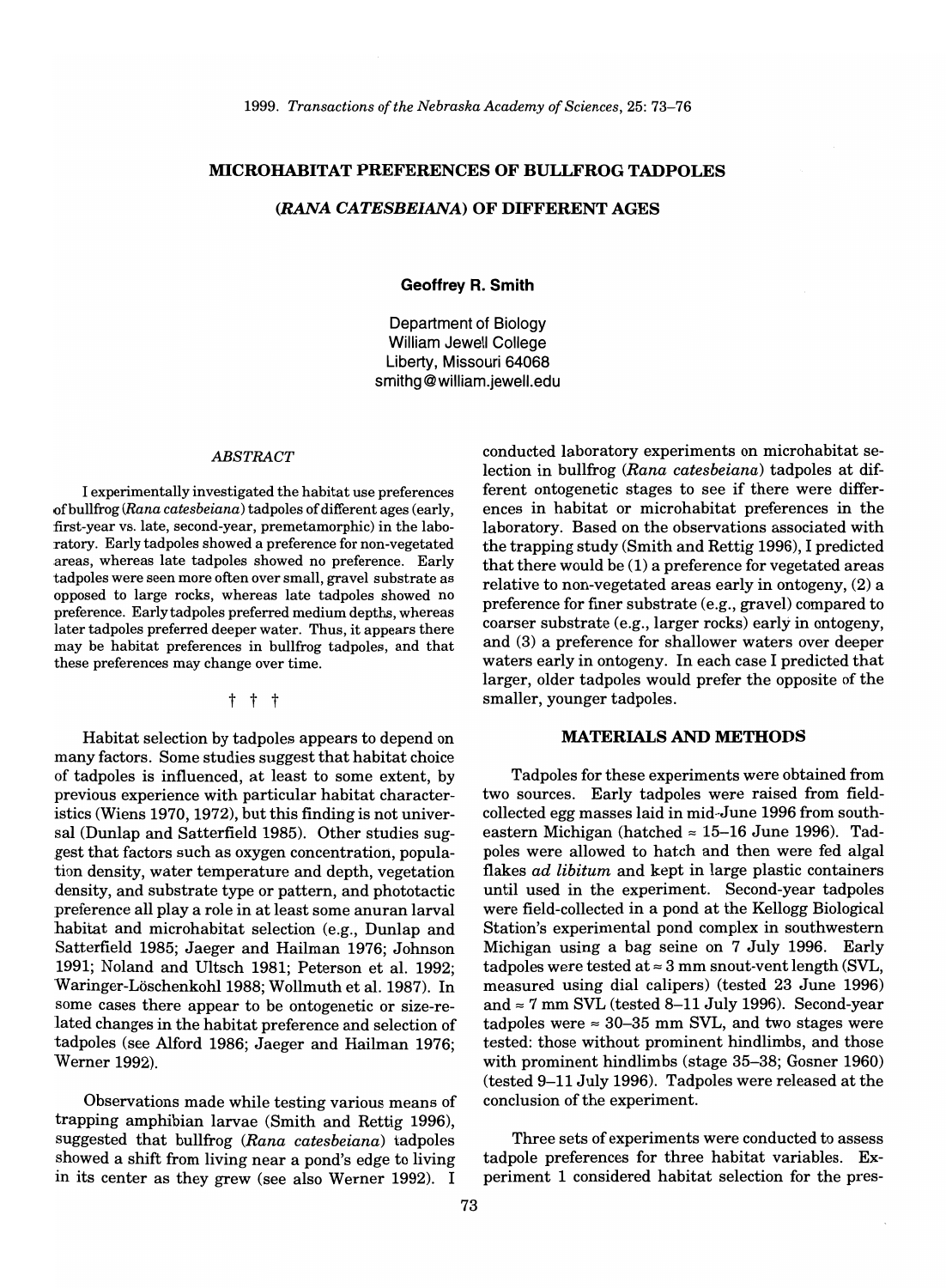# MICROHABITAT PREFERENCES OF BULLFROG TADPOLES

# (*RANA CATESBEIANA*) OF DIFFERENT AGES

**Geoffrey R. Smith**

Department of Biology
William Jewell College
Liberty, Missouri 64068
smithg@william.jewell.edu

## *ABSTRACT*

I experimentally investigated the habitat use preferences of bullfrog (*Rana catesbeiana*) tadpoles of different ages (early, first-year vs. late, second-year, premetamorphic) in the laboratory. Early tadpoles showed a preference for non-vegetated areas, whereas late tadpoles showed no preference. Early tadpoles were seen more often over small, gravel substrate as opposed to large rocks, whereas late tadpoles showed no preference. Early tadpoles preferred medium depths, whereas later tadpoles preferred deeper water. Thus, it appears there may be habitat preferences in bullfrog tadpoles, and that these preferences may change over time.

† † †

Habitat selection by tadpoles appears to depend on many factors. Some studies suggest that habitat choice of tadpoles is influenced, at least to some extent, by previous experience with particular habitat characteristics (Wiens 1970, 1972), but this finding is not universal (Dunlap and Satterfield 1985). Other studies suggest that factors such as oxygen concentration, population density, water temperature and depth, vegetation density, and substrate type or pattern, and phototactic preference all play a role in at least some anuran larval habitat and microhabitat selection (e.g., Dunlap and Satterfield 1985; Jaeger and Hailman 1976; Johnson 1991; Noland and Ultsch 1981; Peterson et al. 1992; Waringer-Löschenkohl 1988; Wollmuth et al. 1987). In some cases there appear to be ontogenetic or size-related changes in the habitat preference and selection of tadpoles (see Alford 1986; Jaeger and Hailman 1976; Werner 1992).

Observations made while testing various means of trapping amphibian larvae (Smith and Rettig 1996), suggested that bullfrog (*Rana catesbeiana*) tadpoles showed a shift from living near a pond's edge to living in its center as they grew (see also Werner 1992). I conducted laboratory experiments on microhabitat selection in bullfrog (*Rana catesbeiana*) tadpoles at different ontogenetic stages to see if there were differences in habitat or microhabitat preferences in the laboratory. Based on the observations associated with the trapping study (Smith and Rettig 1996), I predicted that there would be (1) a preference for vegetated areas relative to non-vegetated areas early in ontogeny, (2) a preference for finer substrate (e.g., gravel) compared to coarser substrate (e.g., larger rocks) early in ontogeny, and (3) a preference for shallower waters over deeper waters early in ontogeny. In each case I predicted that larger, older tadpoles would prefer the opposite of the smaller, younger tadpoles.

## MATERIALS AND METHODS

Tadpoles for these experiments were obtained from two sources. Early tadpoles were raised from field-collected egg masses laid in mid-June 1996 from southeastern Michigan (hatched ≈ 15–16 June 1996). Tadpoles were allowed to hatch and then were fed algal flakes *ad libitum* and kept in large plastic containers until used in the experiment. Second-year tadpoles were field-collected in a pond at the Kellogg Biological Station's experimental pond complex in southwestern Michigan using a bag seine on 7 July 1996. Early tadpoles were tested at ≈ 3 mm snout-vent length (SVL, measured using dial calipers) (tested 23 June 1996) and ≈ 7 mm SVL (tested 8–11 July 1996). Second-year tadpoles were ≈ 30–35 mm SVL, and two stages were tested: those without prominent hindlimbs, and those with prominent hindlimbs (stage 35–38; Gosner 1960) (tested 9–11 July 1996). Tadpoles were released at the conclusion of the experiment.

Three sets of experiments were conducted to assess tadpole preferences for three habitat variables. Experiment 1 considered habitat selection for the pres-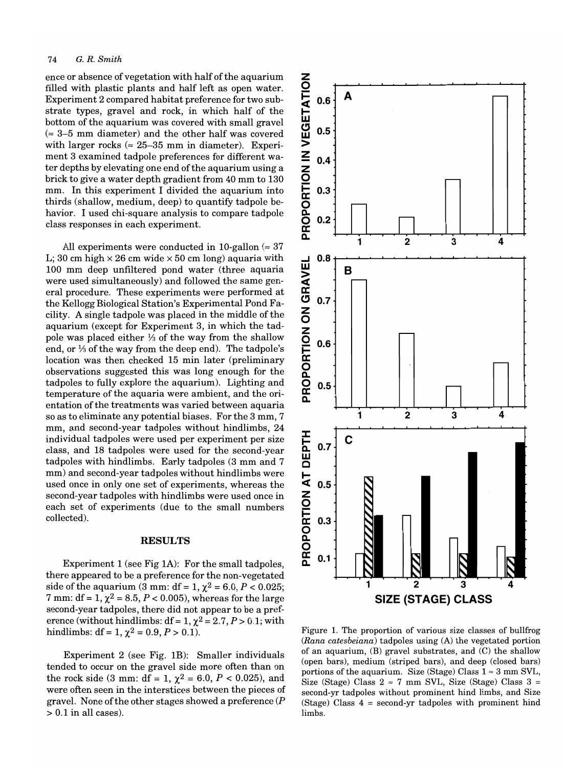ence or absence of vegetation with half of the aquarium filled with plastic plants and half left as open water. Experiment 2 compared habitat preference for two substrate types, gravel and rock, in which half of the bottom of the aquarium was covered with small gravel (≈ 3–5 mm diameter) and the other half was covered with larger rocks (≈ 25–35 mm in diameter). Experiment 3 examined tadpole preferences for different water depths by elevating one end of the aquarium using a brick to give a water depth gradient from 40 mm to 130 mm. In this experiment I divided the aquarium into thirds (shallow, medium, deep) to quantify tadpole behavior. I used chi-square analysis to compare tadpole class responses in each experiment.

All experiments were conducted in 10-gallon (≈ 37 L; 30 cm high × 26 cm wide × 50 cm long) aquaria with 100 mm deep unfiltered pond water (three aquaria were used simultaneously) and followed the same general procedure. These experiments were performed at the Kellogg Biological Station's Experimental Pond Facility. A single tadpole was placed in the middle of the aquarium (except for Experiment 3, in which the tadpole was placed either ⅓ of the way from the shallow end, or ⅓ of the way from the deep end). The tadpole's location was then checked 15 min later (preliminary observations suggested this was long enough for the tadpoles to fully explore the aquarium). Lighting and temperature of the aquaria were ambient, and the orientation of the treatments was varied between aquaria so as to eliminate any potential biases. For the 3 mm, 7 mm, and second-year tadpoles without hindlimbs, 24 individual tadpoles were used per experiment per size class, and 18 tadpoles were used for the second-year tadpoles with hindlimbs. Early tadpoles (3 mm and 7 mm) and second-year tadpoles without hindlimbs were used once in only one set of experiments, whereas the second-year tadpoles with hindlimbs were used once in each set of experiments (due to the small numbers collected).

## RESULTS

Experiment 1 (see Fig 1A): For the small tadpoles, there appeared to be a preference for the non-vegetated side of the aquarium (3 mm: df = 1, $\chi^2 = 6.0$, $P < 0.025$; 7 mm: df = 1, $\chi^2 = 8.5$, $P < 0.005$), whereas for the large second-year tadpoles, there did not appear to be a preference (without hindlimbs: df = 1, $\chi^2 = 2.7$, $P > 0.1$; with hindlimbs: df = 1, $\chi^2 = 0.9$, $P > 0.1$).

Experiment 2 (see Fig. 1B): Smaller individuals tended to occur on the gravel side more often than on the rock side (3 mm: df = 1, $\chi^2 = 6.0$, $P < 0.025$), and were often seen in the interstices between the pieces of gravel. None of the other stages showed a preference ($P > 0.1$ in all cases).

Figure 1. The proportion of various size classes of bullfrog (*Rana catesbeiana*) tadpoles using (A) the vegetated portion of an aquarium, (B) gravel substrates, and (C) the shallow (open bars), medium (striped bars), and deep (closed bars) portions of the aquarium. Size (Stage) Class 1 ≈ 3 mm SVL, Size (Stage) Class 2 ≈ 7 mm SVL, Size (Stage) Class 3 = second-yr tadpoles without prominent hind limbs, and Size (Stage) Class 4 = second-yr tadpoles with prominent hind limbs.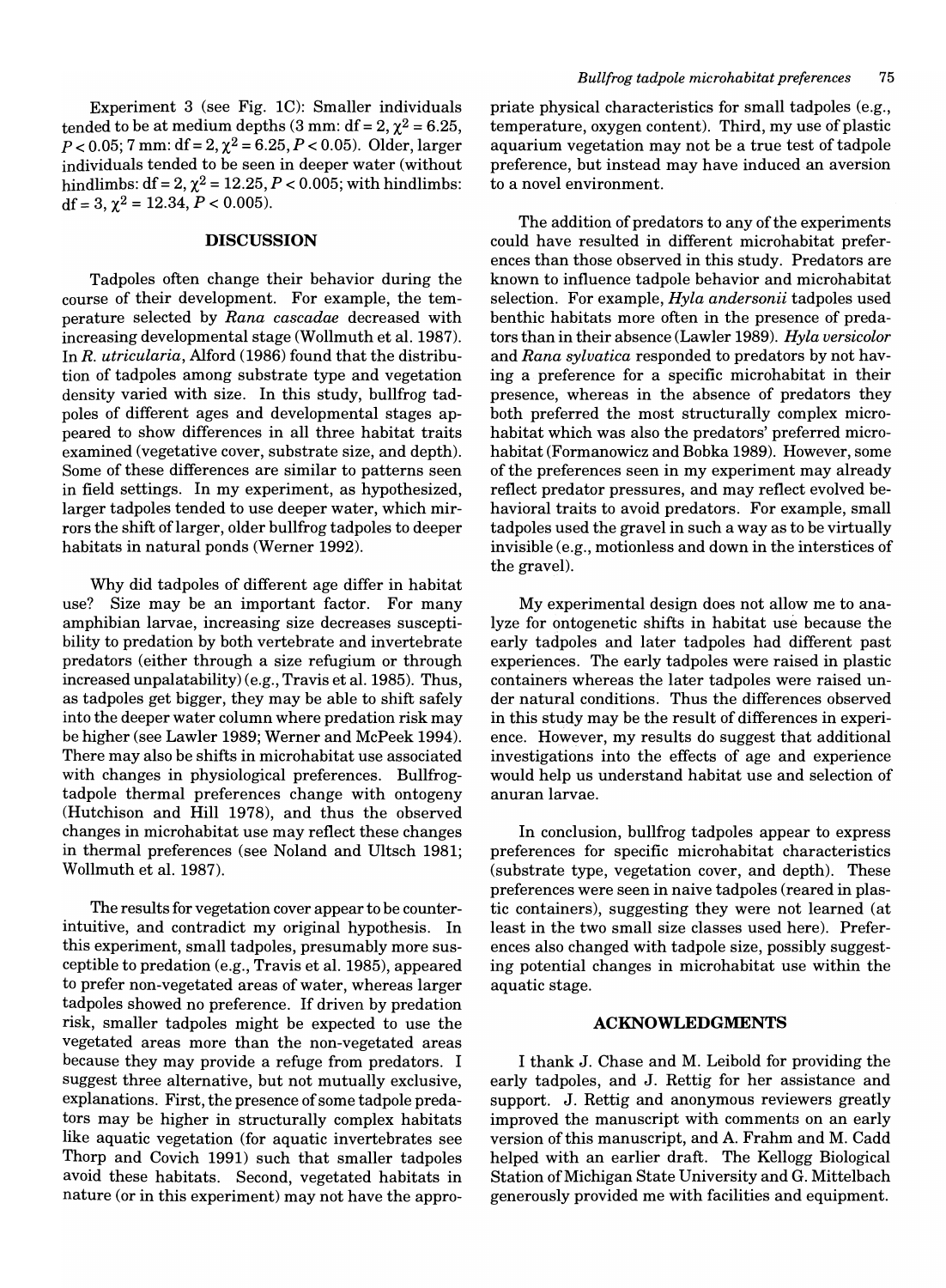Experiment 3 (see Fig. 1C): Smaller individuals tended to be at medium depths (3 mm: df = 2, $\chi^2 = 6.25$, $P < 0.05$; 7 mm: df = 2, $\chi^2 = 6.25$, $P < 0.05$). Older, larger individuals tended to be seen in deeper water (without hindlimbs: df = 2, $\chi^2 = 12.25$, $P < 0.005$; with hindlimbs: df = 3, $\chi^2 = 12.34$, $P < 0.005$).

## DISCUSSION

Tadpoles often change their behavior during the course of their development. For example, the temperature selected by *Rana cascadae* decreased with increasing developmental stage (Wollmuth et al. 1987). In *R. utricularia*, Alford (1986) found that the distribution of tadpoles among substrate type and vegetation density varied with size. In this study, bullfrog tadpoles of different ages and developmental stages appeared to show differences in all three habitat traits examined (vegetative cover, substrate size, and depth). Some of these differences are similar to patterns seen in field settings. In my experiment, as hypothesized, larger tadpoles tended to use deeper water, which mirrors the shift of larger, older bullfrog tadpoles to deeper habitats in natural ponds (Werner 1992).

Why did tadpoles of different age differ in habitat use? Size may be an important factor. For many amphibian larvae, increasing size decreases susceptibility to predation by both vertebrate and invertebrate predators (either through a size refugium or through increased unpalatability) (e.g., Travis et al. 1985). Thus, as tadpoles get bigger, they may be able to shift safely into the deeper water column where predation risk may be higher (see Lawler 1989; Werner and McPeek 1994). There may also be shifts in microhabitat use associated with changes in physiological preferences. Bullfrog-tadpole thermal preferences change with ontogeny (Hutchison and Hill 1978), and thus the observed changes in microhabitat use may reflect these changes in thermal preferences (see Noland and Ultsch 1981; Wollmuth et al. 1987).

The results for vegetation cover appear to be counter-intuitive, and contradict my original hypothesis. In this experiment, small tadpoles, presumably more susceptible to predation (e.g., Travis et al. 1985), appeared to prefer non-vegetated areas of water, whereas larger tadpoles showed no preference. If driven by predation risk, smaller tadpoles might be expected to use the vegetated areas more than the non-vegetated areas because they may provide a refuge from predators. I suggest three alternative, but not mutually exclusive, explanations. First, the presence of some tadpole predators may be higher in structurally complex habitats like aquatic vegetation (for aquatic invertebrates see Thorp and Covich 1991) such that smaller tadpoles avoid these habitats. Second, vegetated habitats in nature (or in this experiment) may not have the appropriate physical characteristics for small tadpoles (e.g., temperature, oxygen content). Third, my use of plastic aquarium vegetation may not be a true test of tadpole preference, but instead may have induced an aversion to a novel environment.

The addition of predators to any of the experiments could have resulted in different microhabitat preferences than those observed in this study. Predators are known to influence tadpole behavior and microhabitat selection. For example, *Hyla andersonii* tadpoles used benthic habitats more often in the presence of predators than in their absence (Lawler 1989). *Hyla versicolor* and *Rana sylvatica* responded to predators by not having a preference for a specific microhabitat in their presence, whereas in the absence of predators they both preferred the most structurally complex microhabitat which was also the predators' preferred microhabitat (Formanowicz and Bobka 1989). However, some of the preferences seen in my experiment may already reflect predator pressures, and may reflect evolved behavioral traits to avoid predators. For example, small tadpoles used the gravel in such a way as to be virtually invisible (e.g., motionless and down in the interstices of the gravel).

My experimental design does not allow me to analyze for ontogenetic shifts in habitat use because the early tadpoles and later tadpoles had different past experiences. The early tadpoles were raised in plastic containers whereas the later tadpoles were raised under natural conditions. Thus the differences observed in this study may be the result of differences in experience. However, my results do suggest that additional investigations into the effects of age and experience would help us understand habitat use and selection of anuran larvae.

In conclusion, bullfrog tadpoles appear to express preferences for specific microhabitat characteristics (substrate type, vegetation cover, and depth). These preferences were seen in naive tadpoles (reared in plastic containers), suggesting they were not learned (at least in the two small size classes used here). Preferences also changed with tadpole size, possibly suggesting potential changes in microhabitat use within the aquatic stage.

## ACKNOWLEDGMENTS

I thank J. Chase and M. Leibold for providing the early tadpoles, and J. Rettig for her assistance and support. J. Rettig and anonymous reviewers greatly improved the manuscript with comments on an early version of this manuscript, and A. Frahm and M. Cadd helped with an earlier draft. The Kellogg Biological Station of Michigan State University and G. Mittelbach generously provided me with facilities and equipment.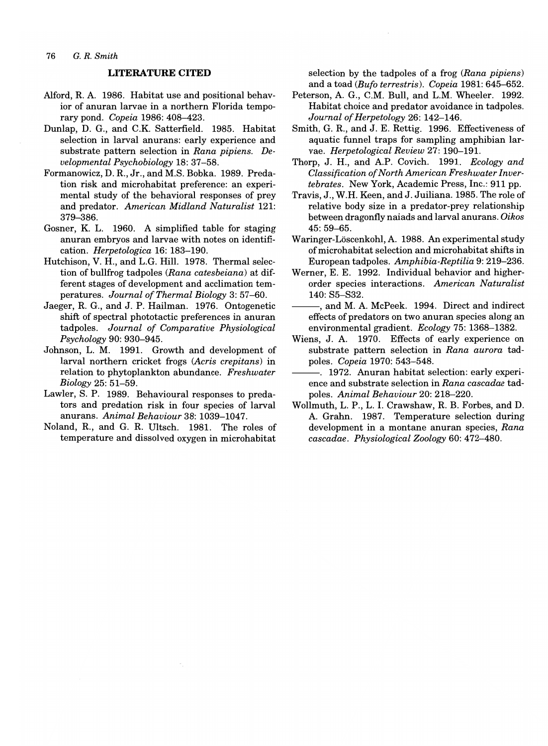## LITERATURE CITED

Alford, R. A. 1986. Habitat use and positional behavior of anuran larvae in a northern Florida temporary pond. *Copeia* 1986: 408–423.

Dunlap, D. G., and C.K. Satterfield. 1985. Habitat selection in larval anurans: early experience and substrate pattern selection in *Rana pipiens*. *Developmental Psychobiology* 18: 37–58.

Formanowicz, D. R., Jr., and M.S. Bobka. 1989. Predation risk and microhabitat preference: an experimental study of the behavioral responses of prey and predator. *American Midland Naturalist* 121: 379–386.

Gosner, K. L. 1960. A simplified table for staging anuran embryos and larvae with notes on identification. *Herpetologica* 16: 183–190.

Hutchison, V. H., and L.G. Hill. 1978. Thermal selection of bullfrog tadpoles (*Rana catesbeiana*) at different stages of development and acclimation temperatures. *Journal of Thermal Biology* 3: 57–60.

Jaeger, R. G., and J. P. Hailman. 1976. Ontogenetic shift of spectral phototactic preferences in anuran tadpoles. *Journal of Comparative Physiological Psychology* 90: 930–945.

Johnson, L. M. 1991. Growth and development of larval northern cricket frogs (*Acris crepitans*) in relation to phytoplankton abundance. *Freshwater Biology* 25: 51–59.

Lawler, S. P. 1989. Behavioural responses to predators and predation risk in four species of larval anurans. *Animal Behaviour* 38: 1039–1047.

Noland, R., and G. R. Ultsch. 1981. The roles of temperature and dissolved oxygen in microhabitat selection by the tadpoles of a frog (*Rana pipiens*) and a toad (*Bufo terrestris*). *Copeia* 1981: 645–652.

Peterson, A. G., C.M. Bull, and L.M. Wheeler. 1992. Habitat choice and predator avoidance in tadpoles. *Journal of Herpetology* 26: 142–146.

Smith, G. R., and J. E. Rettig. 1996. Effectiveness of aquatic funnel traps for sampling amphibian larvae. *Herpetological Review* 27: 190–191.

Thorp, J. H., and A.P. Covich. 1991. *Ecology and Classification of North American Freshwater Invertebrates*. New York, Academic Press, Inc.: 911 pp.

Travis, J., W.H. Keen, and J. Juiliana. 1985. The role of relative body size in a predator-prey relationship between dragonfly naiads and larval anurans. *Oikos* 45: 59–65.

Waringer-Löscenkohl, A. 1988. An experimental study of microhabitat selection and microhabitat shifts in European tadpoles. *Amphibia-Reptilia* 9: 219–236.

Werner, E. E. 1992. Individual behavior and higher-order species interactions. *American Naturalist* 140: S5–S32.

———, and M. A. McPeek. 1994. Direct and indirect effects of predators on two anuran species along an environmental gradient. *Ecology* 75: 1368–1382.

Wiens, J. A. 1970. Effects of early experience on substrate pattern selection in *Rana aurora* tadpoles. *Copeia* 1970: 543–548.

———. 1972. Anuran habitat selection: early experience and substrate selection in *Rana cascadae* tadpoles. *Animal Behaviour* 20: 218–220.

Wollmuth, L. P., L. I. Crawshaw, R. B. Forbes, and D. A. Grahn. 1987. Temperature selection during development in a montane anuran species, *Rana cascadae*. *Physiological Zoology* 60: 472–480.